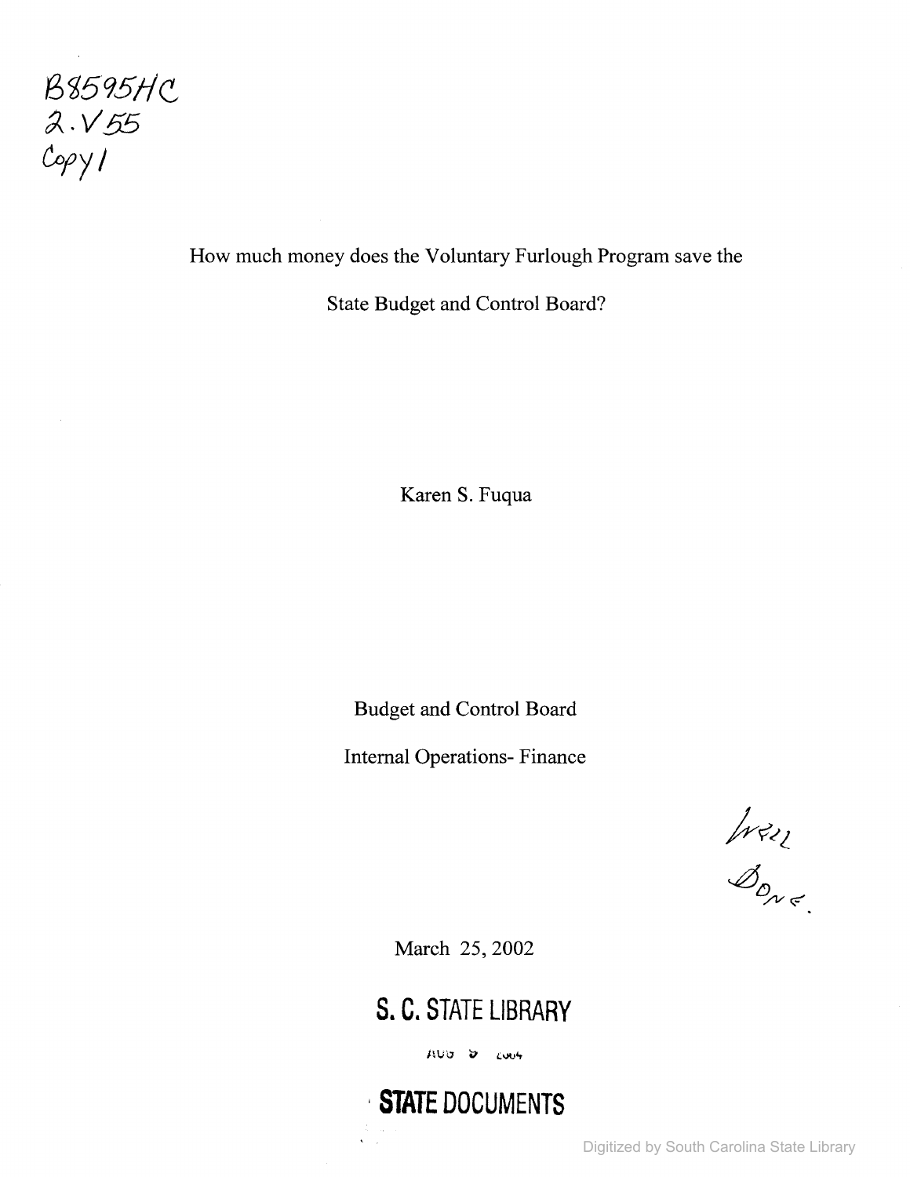B8595HC
2.V55
Copy1

How much money does the Voluntary Furlough Program save the

State Budget and Control Board?

Karen S. Fuqua

Budget and Control Board

Internal Operations- Finance

Well
Done.

March 25, 2002

**S. C. STATE LIBRARY**

AUG 9 2004

**STATE DOCUMENTS**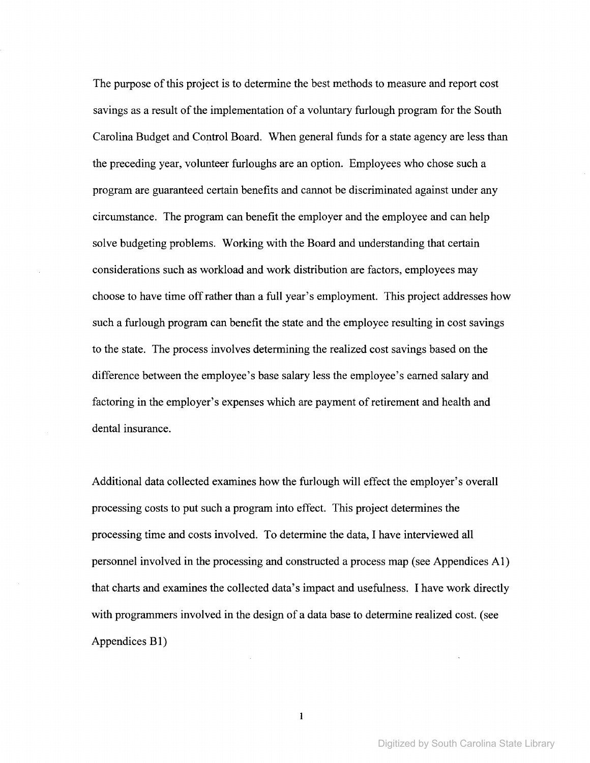The purpose of this project is to determine the best methods to measure and report cost savings as a result of the implementation of a voluntary furlough program for the South Carolina Budget and Control Board. When general funds for a state agency are less than the preceding year, volunteer furloughs are an option. Employees who chose such a program are guaranteed certain benefits and cannot be discriminated against under any circumstance. The program can benefit the employer and the employee and can help solve budgeting problems. Working with the Board and understanding that certain considerations such as workload and work distribution are factors, employees may choose to have time off rather than a full year's employment. This project addresses how such a furlough program can benefit the state and the employee resulting in cost savings to the state. The process involves determining the realized cost savings based on the difference between the employee's base salary less the employee's earned salary and factoring in the employer's expenses which are payment of retirement and health and dental insurance.

Additional data collected examines how the furlough will effect the employer's overall processing costs to put such a program into effect. This project determines the processing time and costs involved. To determine the data, I have interviewed all personnel involved in the processing and constructed a process map (see Appendices A1) that charts and examines the collected data's impact and usefulness. I have work directly with programmers involved in the design of a data base to determine realized cost. (see Appendices B1)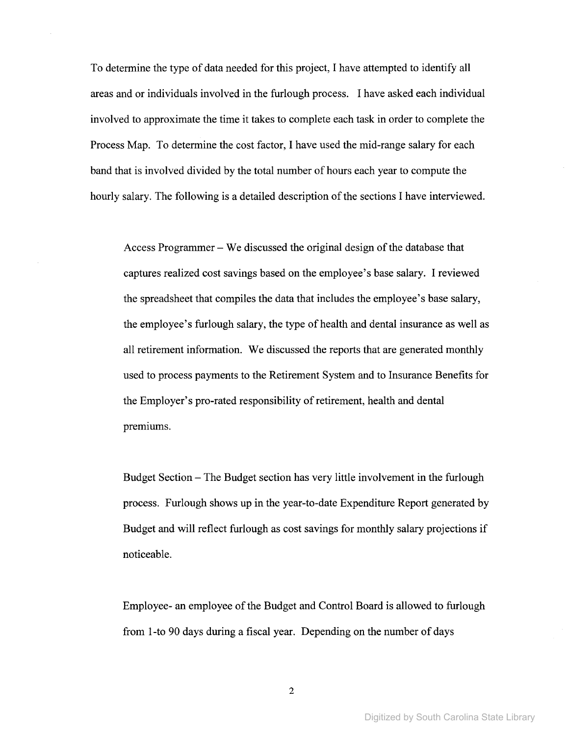To determine the type of data needed for this project, I have attempted to identify all areas and or individuals involved in the furlough process. I have asked each individual involved to approximate the time it takes to complete each task in order to complete the Process Map. To determine the cost factor, I have used the mid-range salary for each band that is involved divided by the total number of hours each year to compute the hourly salary. The following is a detailed description of the sections I have interviewed.

Access Programmer – We discussed the original design of the database that captures realized cost savings based on the employee's base salary. I reviewed the spreadsheet that compiles the data that includes the employee's base salary, the employee's furlough salary, the type of health and dental insurance as well as all retirement information. We discussed the reports that are generated monthly used to process payments to the Retirement System and to Insurance Benefits for the Employer's pro-rated responsibility of retirement, health and dental premiums.

Budget Section – The Budget section has very little involvement in the furlough process. Furlough shows up in the year-to-date Expenditure Report generated by Budget and will reflect furlough as cost savings for monthly salary projections if noticeable.

Employee- an employee of the Budget and Control Board is allowed to furlough from 1-to 90 days during a fiscal year. Depending on the number of days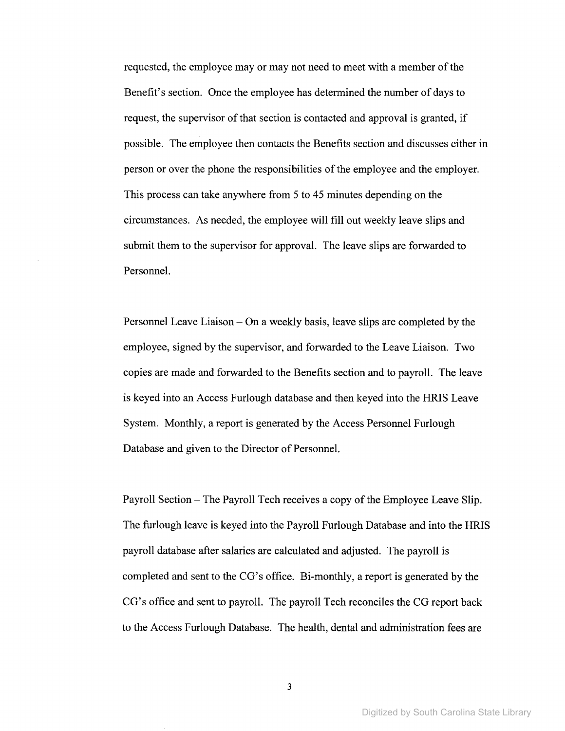requested, the employee may or may not need to meet with a member of the Benefit's section. Once the employee has determined the number of days to request, the supervisor of that section is contacted and approval is granted, if possible. The employee then contacts the Benefits section and discusses either in person or over the phone the responsibilities of the employee and the employer. This process can take anywhere from 5 to 45 minutes depending on the circumstances. As needed, the employee will fill out weekly leave slips and submit them to the supervisor for approval. The leave slips are forwarded to Personnel.

Personnel Leave Liaison – On a weekly basis, leave slips are completed by the employee, signed by the supervisor, and forwarded to the Leave Liaison. Two copies are made and forwarded to the Benefits section and to payroll. The leave is keyed into an Access Furlough database and then keyed into the HRIS Leave System. Monthly, a report is generated by the Access Personnel Furlough Database and given to the Director of Personnel.

Payroll Section – The Payroll Tech receives a copy of the Employee Leave Slip. The furlough leave is keyed into the Payroll Furlough Database and into the HRIS payroll database after salaries are calculated and adjusted. The payroll is completed and sent to the CG's office. Bi-monthly, a report is generated by the CG's office and sent to payroll. The payroll Tech reconciles the CG report back to the Access Furlough Database. The health, dental and administration fees are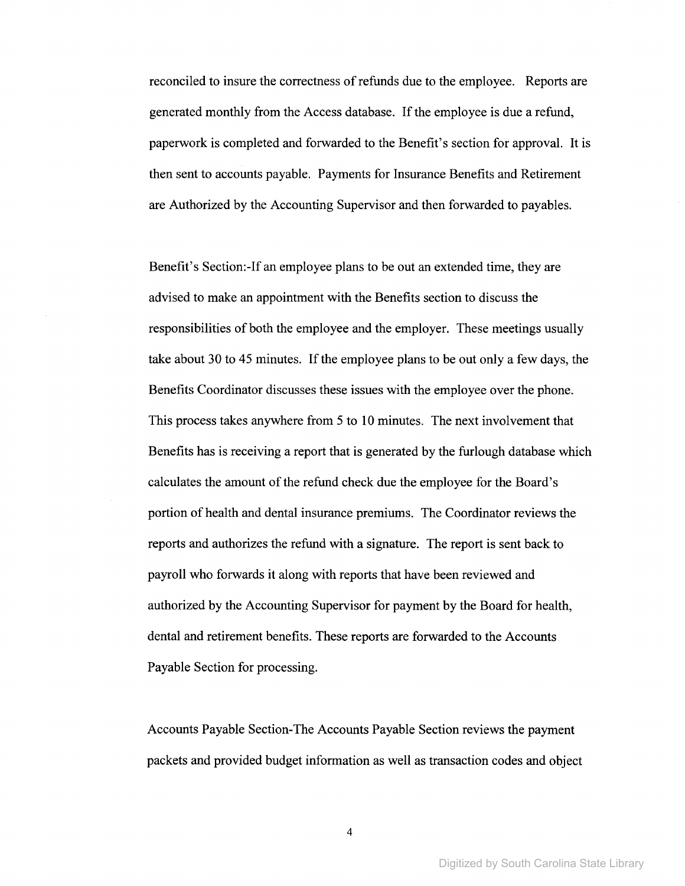reconciled to insure the correctness of refunds due to the employee. Reports are generated monthly from the Access database. If the employee is due a refund, paperwork is completed and forwarded to the Benefit's section for approval. It is then sent to accounts payable. Payments for Insurance Benefits and Retirement are Authorized by the Accounting Supervisor and then forwarded to payables.

Benefit's Section:-If an employee plans to be out an extended time, they are advised to make an appointment with the Benefits section to discuss the responsibilities of both the employee and the employer. These meetings usually take about 30 to 45 minutes. If the employee plans to be out only a few days, the Benefits Coordinator discusses these issues with the employee over the phone. This process takes anywhere from 5 to 10 minutes. The next involvement that Benefits has is receiving a report that is generated by the furlough database which calculates the amount of the refund check due the employee for the Board's portion of health and dental insurance premiums. The Coordinator reviews the reports and authorizes the refund with a signature. The report is sent back to payroll who forwards it along with reports that have been reviewed and authorized by the Accounting Supervisor for payment by the Board for health, dental and retirement benefits. These reports are forwarded to the Accounts Payable Section for processing.

Accounts Payable Section-The Accounts Payable Section reviews the payment packets and provided budget information as well as transaction codes and object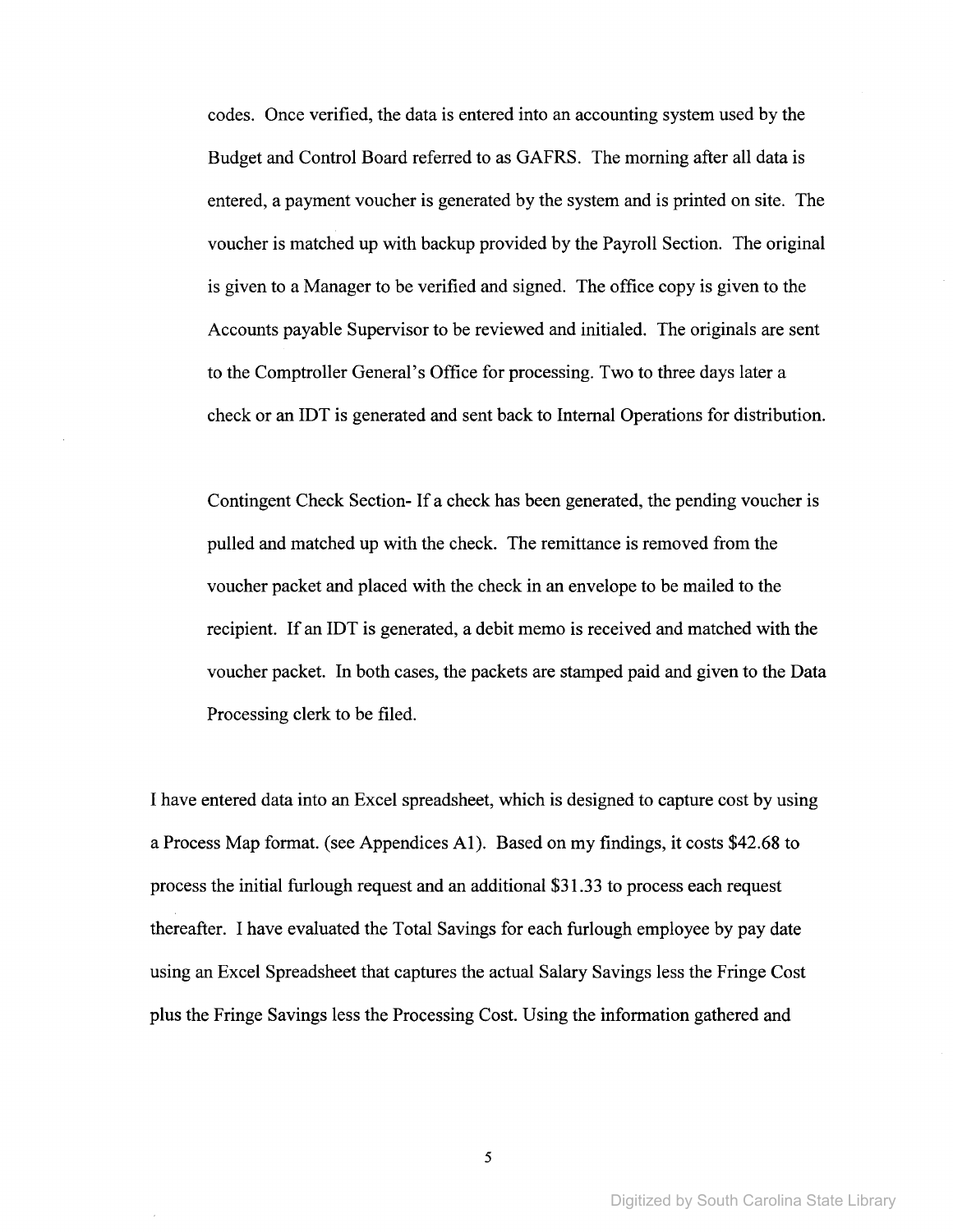codes. Once verified, the data is entered into an accounting system used by the Budget and Control Board referred to as GAFRS. The morning after all data is entered, a payment voucher is generated by the system and is printed on site. The voucher is matched up with backup provided by the Payroll Section. The original is given to a Manager to be verified and signed. The office copy is given to the Accounts payable Supervisor to be reviewed and initialed. The originals are sent to the Comptroller General's Office for processing. Two to three days later a check or an IDT is generated and sent back to Internal Operations for distribution.

Contingent Check Section- If a check has been generated, the pending voucher is pulled and matched up with the check. The remittance is removed from the voucher packet and placed with the check in an envelope to be mailed to the recipient. If an IDT is generated, a debit memo is received and matched with the voucher packet. In both cases, the packets are stamped paid and given to the Data Processing clerk to be filed.

I have entered data into an Excel spreadsheet, which is designed to capture cost by using a Process Map format. (see Appendices A1). Based on my findings, it costs $42.68 to process the initial furlough request and an additional $31.33 to process each request thereafter. I have evaluated the Total Savings for each furlough employee by pay date using an Excel Spreadsheet that captures the actual Salary Savings less the Fringe Cost plus the Fringe Savings less the Processing Cost. Using the information gathered and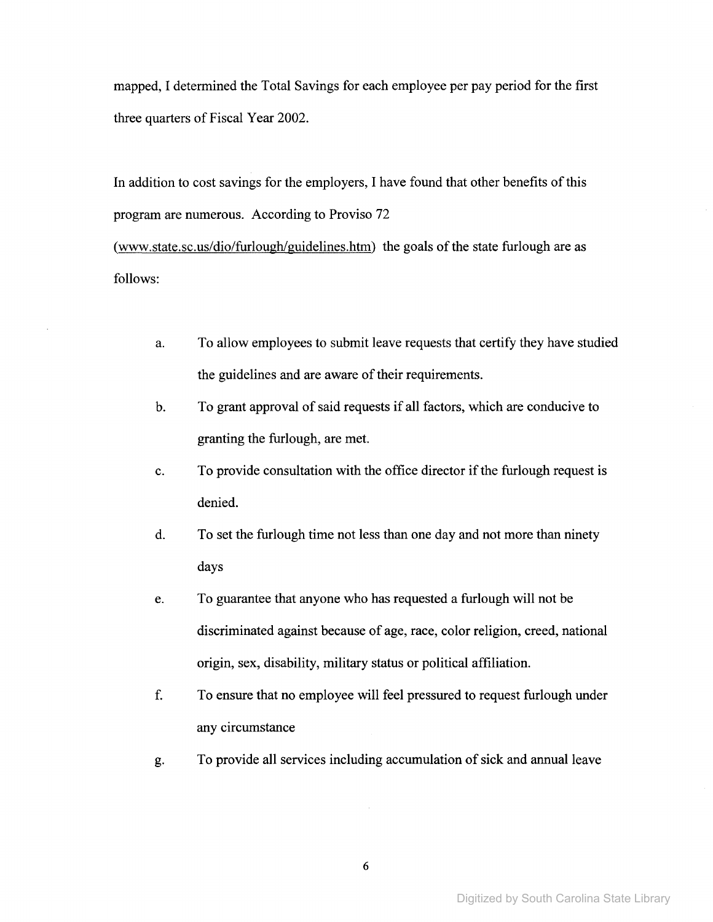mapped, I determined the Total Savings for each employee per pay period for the first three quarters of Fiscal Year 2002.

In addition to cost savings for the employers, I have found that other benefits of this program are numerous. According to Proviso 72 (www.state.sc.us/dio/furlough/guidelines.htm) the goals of the state furlough are as follows:

a. To allow employees to submit leave requests that certify they have studied the guidelines and are aware of their requirements.

b. To grant approval of said requests if all factors, which are conducive to granting the furlough, are met.

c. To provide consultation with the office director if the furlough request is denied.

d. To set the furlough time not less than one day and not more than ninety days

e. To guarantee that anyone who has requested a furlough will not be discriminated against because of age, race, color religion, creed, national origin, sex, disability, military status or political affiliation.

f. To ensure that no employee will feel pressured to request furlough under any circumstance

g. To provide all services including accumulation of sick and annual leave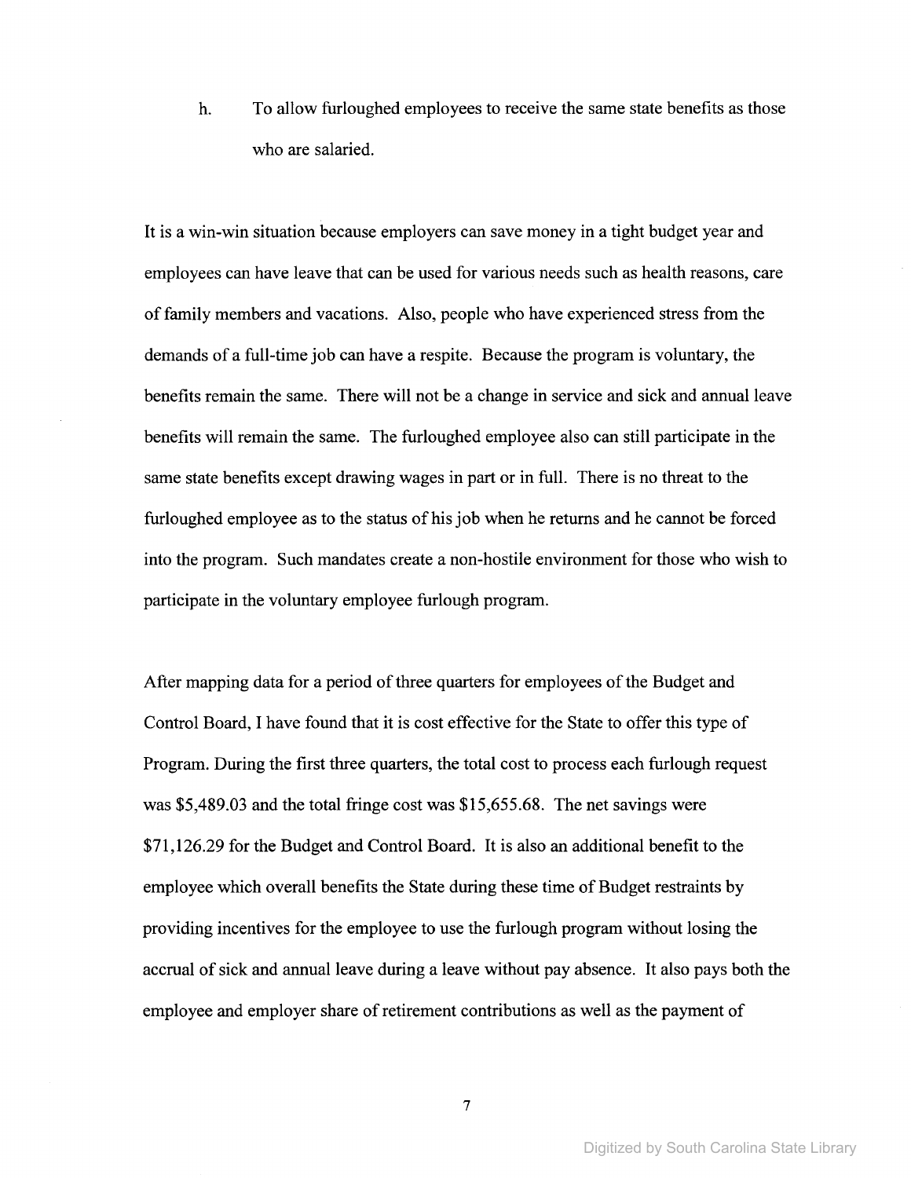h. To allow furloughed employees to receive the same state benefits as those who are salaried.

It is a win-win situation because employers can save money in a tight budget year and employees can have leave that can be used for various needs such as health reasons, care of family members and vacations. Also, people who have experienced stress from the demands of a full-time job can have a respite. Because the program is voluntary, the benefits remain the same. There will not be a change in service and sick and annual leave benefits will remain the same. The furloughed employee also can still participate in the same state benefits except drawing wages in part or in full. There is no threat to the furloughed employee as to the status of his job when he returns and he cannot be forced into the program. Such mandates create a non-hostile environment for those who wish to participate in the voluntary employee furlough program.

After mapping data for a period of three quarters for employees of the Budget and Control Board, I have found that it is cost effective for the State to offer this type of Program. During the first three quarters, the total cost to process each furlough request was $5,489.03 and the total fringe cost was $15,655.68. The net savings were $71,126.29 for the Budget and Control Board. It is also an additional benefit to the employee which overall benefits the State during these time of Budget restraints by providing incentives for the employee to use the furlough program without losing the accrual of sick and annual leave during a leave without pay absence. It also pays both the employee and employer share of retirement contributions as well as the payment of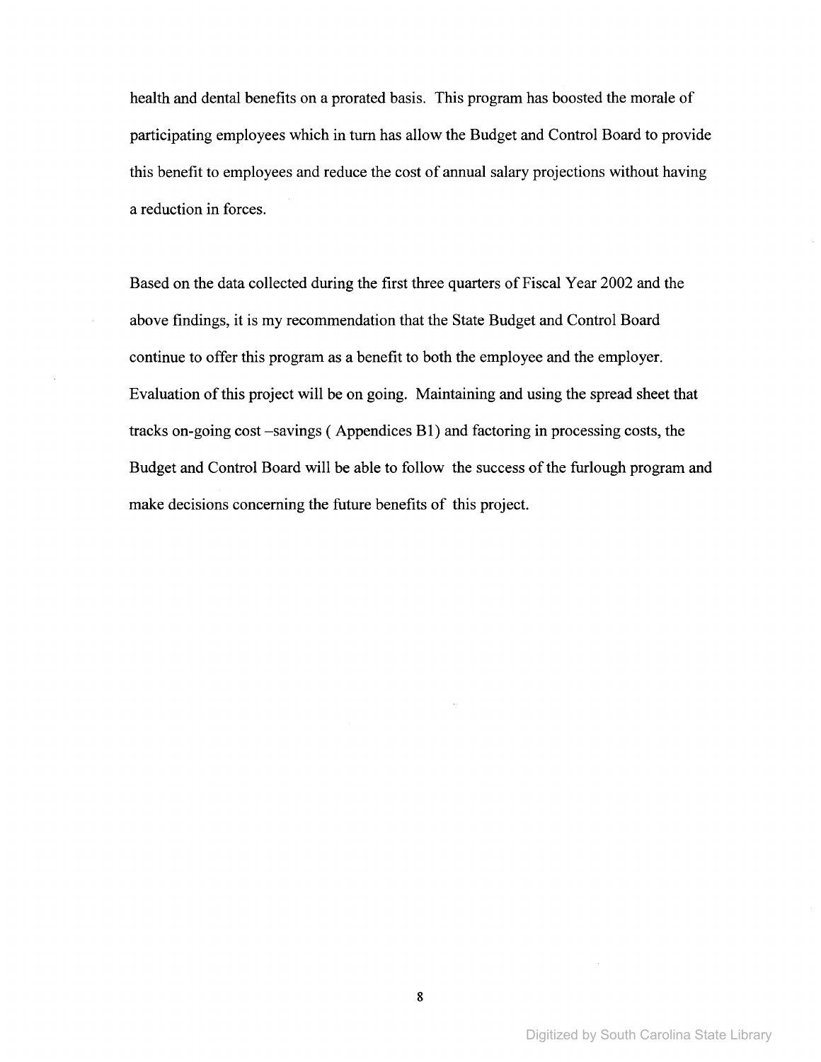health and dental benefits on a prorated basis. This program has boosted the morale of participating employees which in turn has allow the Budget and Control Board to provide this benefit to employees and reduce the cost of annual salary projections without having a reduction in forces.

Based on the data collected during the first three quarters of Fiscal Year 2002 and the above findings, it is my recommendation that the State Budget and Control Board continue to offer this program as a benefit to both the employee and the employer. Evaluation of this project will be on going. Maintaining and using the spread sheet that tracks on-going cost –savings ( Appendices B1) and factoring in processing costs, the Budget and Control Board will be able to follow the success of the furlough program and make decisions concerning the future benefits of this project.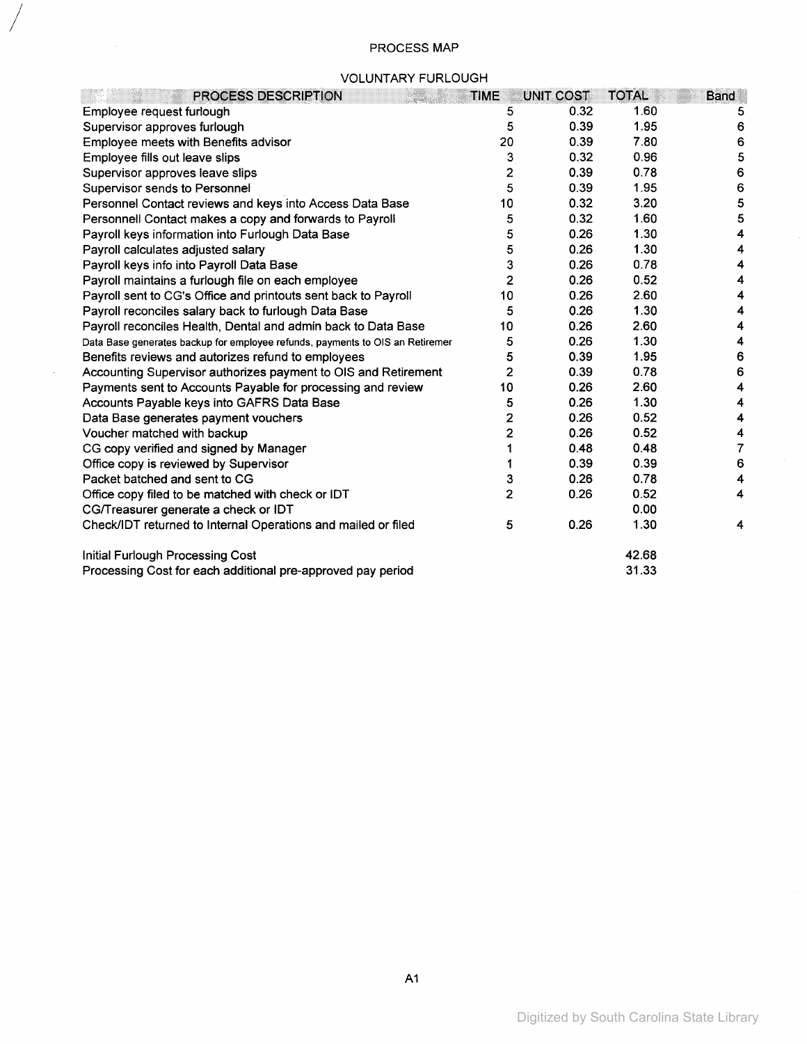PROCESS MAP

VOLUNTARY FURLOUGH

| PROCESS DESCRIPTION | TIME | UNIT COST | TOTAL | Band |
|---|---|---|---|---|
| Employee request furlough | 5 | 0.32 | 1.60 | 5 |
| Supervisor approves furlough | 5 | 0.39 | 1.95 | 6 |
| Employee meets with Benefits advisor | 20 | 0.39 | 7.80 | 6 |
| Employee fills out leave slips | 3 | 0.32 | 0.96 | 5 |
| Supervisor approves leave slips | 2 | 0.39 | 0.78 | 6 |
| Supervisor sends to Personnel | 5 | 0.39 | 1.95 | 6 |
| Personnel Contact reviews and keys into Access Data Base | 10 | 0.32 | 3.20 | 5 |
| Personnell Contact makes a copy and forwards to Payroll | 5 | 0.32 | 1.60 | 5 |
| Payroll keys information into Furlough Data Base | 5 | 0.26 | 1.30 | 4 |
| Payroll calculates adjusted salary | 5 | 0.26 | 1.30 | 4 |
| Payroll keys info into Payroll Data Base | 3 | 0.26 | 0.78 | 4 |
| Payroll maintains a furlough file on each employee | 2 | 0.26 | 0.52 | 4 |
| Payroll sent to CG's Office and printouts sent back to Payroll | 10 | 0.26 | 2.60 | 4 |
| Payroll reconciles salary back to furlough Data Base | 5 | 0.26 | 1.30 | 4 |
| Payroll reconciles Health, Dental and admin back to Data Base | 10 | 0.26 | 2.60 | 4 |
| Data Base generates backup for employee refunds, payments to OIS an Retiremer | 5 | 0.26 | 1.30 | 4 |
| Benefits reviews and autorizes refund to employees | 5 | 0.39 | 1.95 | 6 |
| Accounting Supervisor authorizes payment to OIS and Retirement | 2 | 0.39 | 0.78 | 6 |
| Payments sent to Accounts Payable for processing and review | 10 | 0.26 | 2.60 | 4 |
| Accounts Payable keys into GAFRS Data Base | 5 | 0.26 | 1.30 | 4 |
| Data Base generates payment vouchers | 2 | 0.26 | 0.52 | 4 |
| Voucher matched with backup | 2 | 0.26 | 0.52 | 4 |
| CG copy verified and signed by Manager | 1 | 0.48 | 0.48 | 7 |
| Office copy is reviewed by Supervisor | 1 | 0.39 | 0.39 | 6 |
| Packet batched and sent to CG | 3 | 0.26 | 0.78 | 4 |
| Office copy filed to be matched with check or IDT | 2 | 0.26 | 0.52 | 4 |
| CG/Treasurer generate a check or IDT | | | 0.00 | |
| Check/IDT returned to Internal Operations and mailed or filed | 5 | 0.26 | 1.30 | 4 |
| | | | | |
| Initial Furlough Processing Cost | | | 42.68 | |
| Processing Cost for each additional pre-approved pay period | | | 31.33 | |

A1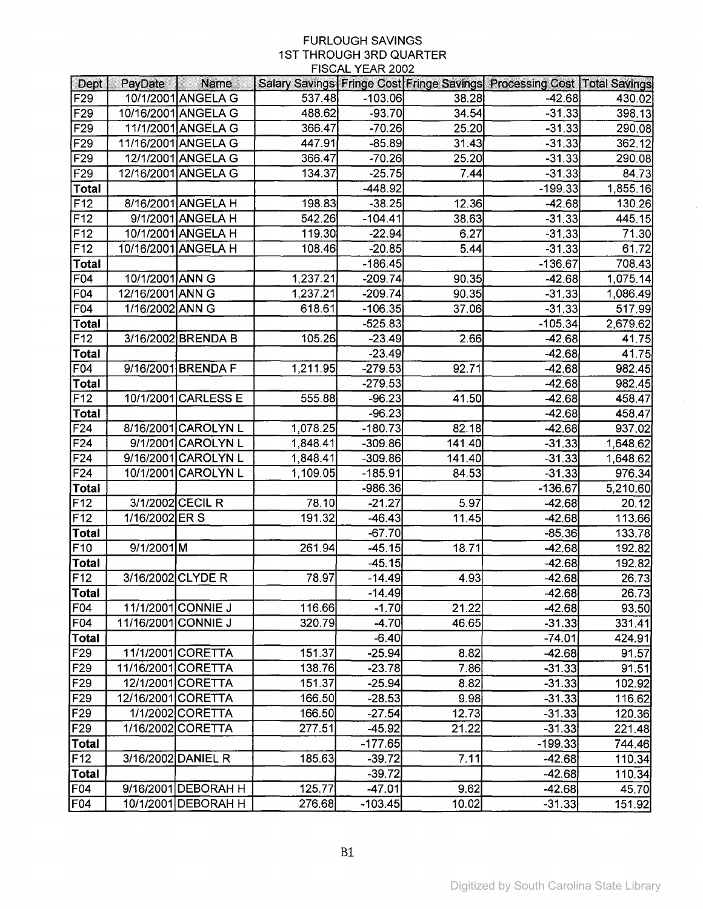FURLOUGH SAVINGS
1ST THROUGH 3RD QUARTER
FISCAL YEAR 2002

| Dept | PayDate | Name | Salary Savings | Fringe Cost | Fringe Savings | Processing Cost | Total Savings |
|---|---|---|---|---|---|---|---|
| F29 | 10/1/2001 | ANGELA G | 537.48 | -103.06 | 38.28 | -42.68 | 430.02 |
| F29 | 10/16/2001 | ANGELA G | 488.62 | -93.70 | 34.54 | -31.33 | 398.13 |
| F29 | 11/1/2001 | ANGELA G | 366.47 | -70.26 | 25.20 | -31.33 | 290.08 |
| F29 | 11/16/2001 | ANGELA G | 447.91 | -85.89 | 31.43 | -31.33 | 362.12 |
| F29 | 12/1/2001 | ANGELA G | 366.47 | -70.26 | 25.20 | -31.33 | 290.08 |
| F29 | 12/16/2001 | ANGELA G | 134.37 | -25.75 | 7.44 | -31.33 | 84.73 |
| Total | | | | -448.92 | | -199.33 | 1,855.16 |
| F12 | 8/16/2001 | ANGELA H | 198.83 | -38.25 | 12.36 | -42.68 | 130.26 |
| F12 | 9/1/2001 | ANGELA H | 542.26 | -104.41 | 38.63 | -31.33 | 445.15 |
| F12 | 10/1/2001 | ANGELA H | 119.30 | -22.94 | 6.27 | -31.33 | 71.30 |
| F12 | 10/16/2001 | ANGELA H | 108.46 | -20.85 | 5.44 | -31.33 | 61.72 |
| Total | | | | -186.45 | | -136.67 | 708.43 |
| F04 | 10/1/2001 | ANN G | 1,237.21 | -209.74 | 90.35 | -42.68 | 1,075.14 |
| F04 | 12/16/2001 | ANN G | 1,237.21 | -209.74 | 90.35 | -31.33 | 1,086.49 |
| F04 | 1/16/2002 | ANN G | 618.61 | -106.35 | 37.06 | -31.33 | 517.99 |
| Total | | | | -525.83 | | -105.34 | 2,679.62 |
| F12 | 3/16/2002 | BRENDA B | 105.26 | -23.49 | 2.66 | -42.68 | 41.75 |
| Total | | | | -23.49 | | -42.68 | 41.75 |
| F04 | 9/16/2001 | BRENDA F | 1,211.95 | -279.53 | 92.71 | -42.68 | 982.45 |
| Total | | | | -279.53 | | -42.68 | 982.45 |
| F12 | 10/1/2001 | CARLESS E | 555.88 | -96.23 | 41.50 | -42.68 | 458.47 |
| Total | | | | -96.23 | | -42.68 | 458.47 |
| F24 | 8/16/2001 | CAROLYN L | 1,078.25 | -180.73 | 82.18 | -42.68 | 937.02 |
| F24 | 9/1/2001 | CAROLYN L | 1,848.41 | -309.86 | 141.40 | -31.33 | 1,648.62 |
| F24 | 9/16/2001 | CAROLYN L | 1,848.41 | -309.86 | 141.40 | -31.33 | 1,648.62 |
| F24 | 10/1/2001 | CAROLYN L | 1,109.05 | -185.91 | 84.53 | -31.33 | 976.34 |
| Total | | | | -986.36 | | -136.67 | 5,210.60 |
| F12 | 3/1/2002 | CECIL R | 78.10 | -21.27 | 5.97 | -42.68 | 20.12 |
| F12 | 1/16/2002 | ER S | 191.32 | -46.43 | 11.45 | -42.68 | 113.66 |
| Total | | | | -67.70 | | -85.36 | 133.78 |
| F10 | 9/1/2001 | M | 261.94 | -45.15 | 18.71 | -42.68 | 192.82 |
| Total | | | | -45.15 | | -42.68 | 192.82 |
| F12 | 3/16/2002 | CLYDE R | 78.97 | -14.49 | 4.93 | -42.68 | 26.73 |
| Total | | | | -14.49 | | -42.68 | 26.73 |
| F04 | 11/1/2001 | CONNIE J | 116.66 | -1.70 | 21.22 | -42.68 | 93.50 |
| F04 | 11/16/2001 | CONNIE J | 320.79 | -4.70 | 46.65 | -31.33 | 331.41 |
| Total | | | | -6.40 | | -74.01 | 424.91 |
| F29 | 11/1/2001 | CORETTA | 151.37 | -25.94 | 8.82 | -42.68 | 91.57 |
| F29 | 11/16/2001 | CORETTA | 138.76 | -23.78 | 7.86 | -31.33 | 91.51 |
| F29 | 12/1/2001 | CORETTA | 151.37 | -25.94 | 8.82 | -31.33 | 102.92 |
| F29 | 12/16/2001 | CORETTA | 166.50 | -28.53 | 9.98 | -31.33 | 116.62 |
| F29 | 1/1/2002 | CORETTA | 166.50 | -27.54 | 12.73 | -31.33 | 120.36 |
| F29 | 1/16/2002 | CORETTA | 277.51 | -45.92 | 21.22 | -31.33 | 221.48 |
| Total | | | | -177.65 | | -199.33 | 744.46 |
| F12 | 3/16/2002 | DANIEL R | 185.63 | -39.72 | 7.11 | -42.68 | 110.34 |
| Total | | | | -39.72 | | -42.68 | 110.34 |
| F04 | 9/16/2001 | DEBORAH H | 125.77 | -47.01 | 9.62 | -42.68 | 45.70 |
| F04 | 10/1/2001 | DEBORAH H | 276.68 | -103.45 | 10.02 | -31.33 | 151.92 |

B1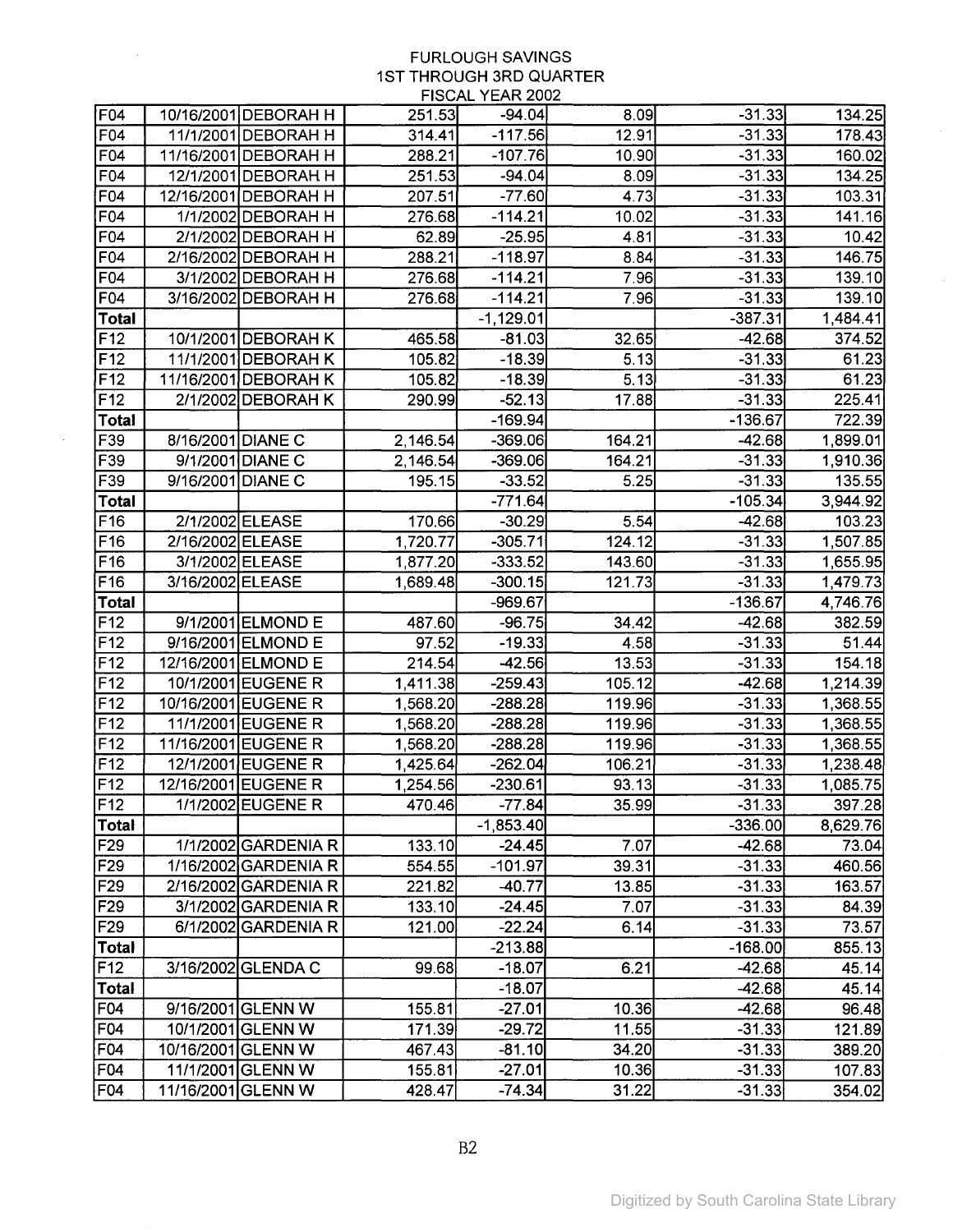# FURLOUGH SAVINGS
## 1ST THROUGH 3RD QUARTER
## FISCAL YEAR 2002

| | | | | | | | |
|---|---|---|---|---|---|---|---|
| F04 | 10/16/2001 | DEBORAH H | 251.53 | -94.04 | 8.09 | -31.33 | 134.25 |
| F04 | 11/1/2001 | DEBORAH H | 314.41 | -117.56 | 12.91 | -31.33 | 178.43 |
| F04 | 11/16/2001 | DEBORAH H | 288.21 | -107.76 | 10.90 | -31.33 | 160.02 |
| F04 | 12/1/2001 | DEBORAH H | 251.53 | -94.04 | 8.09 | -31.33 | 134.25 |
| F04 | 12/16/2001 | DEBORAH H | 207.51 | -77.60 | 4.73 | -31.33 | 103.31 |
| F04 | 1/1/2002 | DEBORAH H | 276.68 | -114.21 | 10.02 | -31.33 | 141.16 |
| F04 | 2/1/2002 | DEBORAH H | 62.89 | -25.95 | 4.81 | -31.33 | 10.42 |
| F04 | 2/16/2002 | DEBORAH H | 288.21 | -118.97 | 8.84 | -31.33 | 146.75 |
| F04 | 3/1/2002 | DEBORAH H | 276.68 | -114.21 | 7.96 | -31.33 | 139.10 |
| F04 | 3/16/2002 | DEBORAH H | 276.68 | -114.21 | 7.96 | -31.33 | 139.10 |
| Total | | | | -1,129.01 | | -387.31 | 1,484.41 |
| F12 | 10/1/2001 | DEBORAH K | 465.58 | -81.03 | 32.65 | -42.68 | 374.52 |
| F12 | 11/1/2001 | DEBORAH K | 105.82 | -18.39 | 5.13 | -31.33 | 61.23 |
| F12 | 11/16/2001 | DEBORAH K | 105.82 | -18.39 | 5.13 | -31.33 | 61.23 |
| F12 | 2/1/2002 | DEBORAH K | 290.99 | -52.13 | 17.88 | -31.33 | 225.41 |
| Total | | | | -169.94 | | -136.67 | 722.39 |
| F39 | 8/16/2001 | DIANE C | 2,146.54 | -369.06 | 164.21 | -42.68 | 1,899.01 |
| F39 | 9/1/2001 | DIANE C | 2,146.54 | -369.06 | 164.21 | -31.33 | 1,910.36 |
| F39 | 9/16/2001 | DIANE C | 195.15 | -33.52 | 5.25 | -31.33 | 135.55 |
| Total | | | | -771.64 | | -105.34 | 3,944.92 |
| F16 | 2/1/2002 | ELEASE | 170.66 | -30.29 | 5.54 | -42.68 | 103.23 |
| F16 | 2/16/2002 | ELEASE | 1,720.77 | -305.71 | 124.12 | -31.33 | 1,507.85 |
| F16 | 3/1/2002 | ELEASE | 1,877.20 | -333.52 | 143.60 | -31.33 | 1,655.95 |
| F16 | 3/16/2002 | ELEASE | 1,689.48 | -300.15 | 121.73 | -31.33 | 1,479.73 |
| Total | | | | -969.67 | | -136.67 | 4,746.76 |
| F12 | 9/1/2001 | ELMOND E | 487.60 | -96.75 | 34.42 | -42.68 | 382.59 |
| F12 | 9/16/2001 | ELMOND E | 97.52 | -19.33 | 4.58 | -31.33 | 51.44 |
| F12 | 12/16/2001 | ELMOND E | 214.54 | -42.56 | 13.53 | -31.33 | 154.18 |
| F12 | 10/1/2001 | EUGENE R | 1,411.38 | -259.43 | 105.12 | -42.68 | 1,214.39 |
| F12 | 10/16/2001 | EUGENE R | 1,568.20 | -288.28 | 119.96 | -31.33 | 1,368.55 |
| F12 | 11/1/2001 | EUGENE R | 1,568.20 | -288.28 | 119.96 | -31.33 | 1,368.55 |
| F12 | 11/16/2001 | EUGENE R | 1,568.20 | -288.28 | 119.96 | -31.33 | 1,368.55 |
| F12 | 12/1/2001 | EUGENE R | 1,425.64 | -262.04 | 106.21 | -31.33 | 1,238.48 |
| F12 | 12/16/2001 | EUGENE R | 1,254.56 | -230.61 | 93.13 | -31.33 | 1,085.75 |
| F12 | 1/1/2002 | EUGENE R | 470.46 | -77.84 | 35.99 | -31.33 | 397.28 |
| Total | | | | -1,853.40 | | -336.00 | 8,629.76 |
| F29 | 1/1/2002 | GARDENIA R | 133.10 | -24.45 | 7.07 | -42.68 | 73.04 |
| F29 | 1/16/2002 | GARDENIA R | 554.55 | -101.97 | 39.31 | -31.33 | 460.56 |
| F29 | 2/16/2002 | GARDENIA R | 221.82 | -40.77 | 13.85 | -31.33 | 163.57 |
| F29 | 3/1/2002 | GARDENIA R | 133.10 | -24.45 | 7.07 | -31.33 | 84.39 |
| F29 | 6/1/2002 | GARDENIA R | 121.00 | -22.24 | 6.14 | -31.33 | 73.57 |
| Total | | | | -213.88 | | -168.00 | 855.13 |
| F12 | 3/16/2002 | GLENDA C | 99.68 | -18.07 | 6.21 | -42.68 | 45.14 |
| Total | | | | -18.07 | | -42.68 | 45.14 |
| F04 | 9/16/2001 | GLENN W | 155.81 | -27.01 | 10.36 | -42.68 | 96.48 |
| F04 | 10/1/2001 | GLENN W | 171.39 | -29.72 | 11.55 | -31.33 | 121.89 |
| F04 | 10/16/2001 | GLENN W | 467.43 | -81.10 | 34.20 | -31.33 | 389.20 |
| F04 | 11/1/2001 | GLENN W | 155.81 | -27.01 | 10.36 | -31.33 | 107.83 |
| F04 | 11/16/2001 | GLENN W | 428.47 | -74.34 | 31.22 | -31.33 | 354.02 |

B2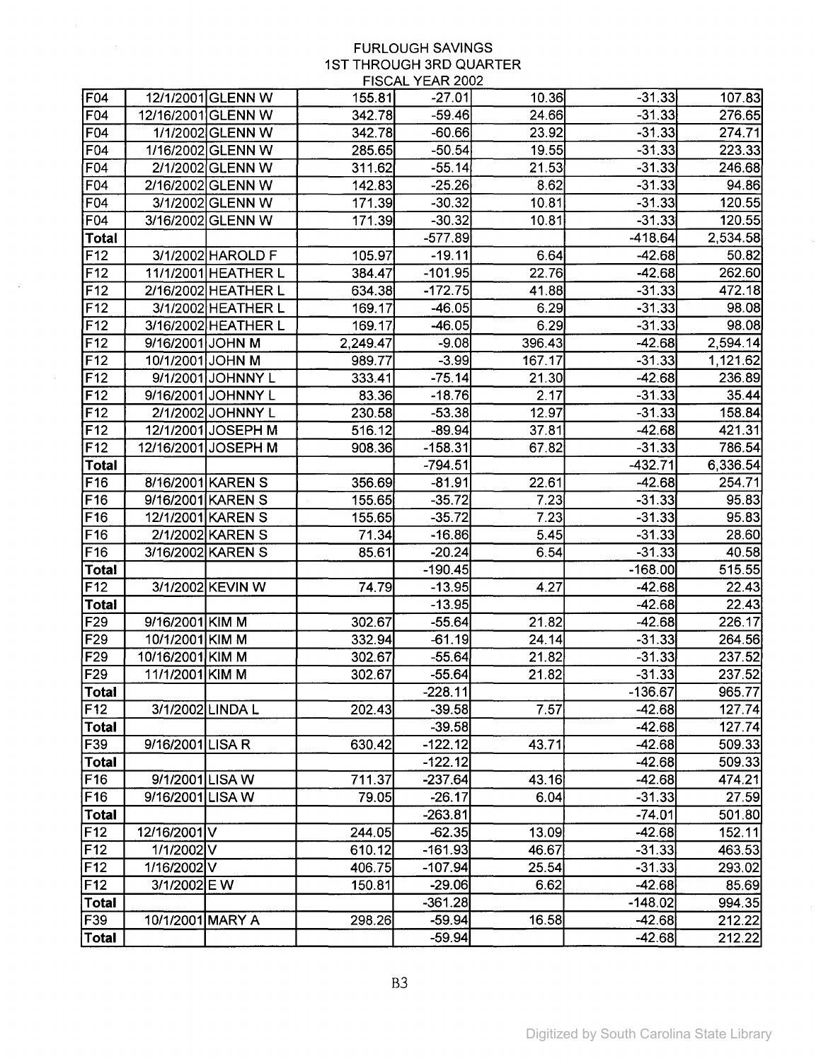# FURLOUGH SAVINGS
## 1ST THROUGH 3RD QUARTER
## FISCAL YEAR 2002

| | | | | | | | |
|---|---|---|---|---|---|---|---|
| F04 | 12/1/2001 | GLENN W | 155.81 | -27.01 | 10.36 | -31.33 | 107.83 |
| F04 | 12/16/2001 | GLENN W | 342.78 | -59.46 | 24.66 | -31.33 | 276.65 |
| F04 | 1/1/2002 | GLENN W | 342.78 | -60.66 | 23.92 | -31.33 | 274.71 |
| F04 | 1/16/2002 | GLENN W | 285.65 | -50.54 | 19.55 | -31.33 | 223.33 |
| F04 | 2/1/2002 | GLENN W | 311.62 | -55.14 | 21.53 | -31.33 | 246.68 |
| F04 | 2/16/2002 | GLENN W | 142.83 | -25.26 | 8.62 | -31.33 | 94.86 |
| F04 | 3/1/2002 | GLENN W | 171.39 | -30.32 | 10.81 | -31.33 | 120.55 |
| F04 | 3/16/2002 | GLENN W | 171.39 | -30.32 | 10.81 | -31.33 | 120.55 |
| Total | | | | -577.89 | | -418.64 | 2,534.58 |
| F12 | 3/1/2002 | HAROLD F | 105.97 | -19.11 | 6.64 | -42.68 | 50.82 |
| F12 | 11/1/2001 | HEATHER L | 384.47 | -101.95 | 22.76 | -42.68 | 262.60 |
| F12 | 2/16/2002 | HEATHER L | 634.38 | -172.75 | 41.88 | -31.33 | 472.18 |
| F12 | 3/1/2002 | HEATHER L | 169.17 | -46.05 | 6.29 | -31.33 | 98.08 |
| F12 | 3/16/2002 | HEATHER L | 169.17 | -46.05 | 6.29 | -31.33 | 98.08 |
| F12 | 9/16/2001 | JOHN M | 2,249.47 | -9.08 | 396.43 | -42.68 | 2,594.14 |
| F12 | 10/1/2001 | JOHN M | 989.77 | -3.99 | 167.17 | -31.33 | 1,121.62 |
| F12 | 9/1/2001 | JOHNNY L | 333.41 | -75.14 | 21.30 | -42.68 | 236.89 |
| F12 | 9/16/2001 | JOHNNY L | 83.36 | -18.76 | 2.17 | -31.33 | 35.44 |
| F12 | 2/1/2002 | JOHNNY L | 230.58 | -53.38 | 12.97 | -31.33 | 158.84 |
| F12 | 12/1/2001 | JOSEPH M | 516.12 | -89.94 | 37.81 | -42.68 | 421.31 |
| F12 | 12/16/2001 | JOSEPH M | 908.36 | -158.31 | 67.82 | -31.33 | 786.54 |
| Total | | | | -794.51 | | -432.71 | 6,336.54 |
| F16 | 8/16/2001 | KAREN S | 356.69 | -81.91 | 22.61 | -42.68 | 254.71 |
| F16 | 9/16/2001 | KAREN S | 155.65 | -35.72 | 7.23 | -31.33 | 95.83 |
| F16 | 12/1/2001 | KAREN S | 155.65 | -35.72 | 7.23 | -31.33 | 95.83 |
| F16 | 2/1/2002 | KAREN S | 71.34 | -16.86 | 5.45 | -31.33 | 28.60 |
| F16 | 3/16/2002 | KAREN S | 85.61 | -20.24 | 6.54 | -31.33 | 40.58 |
| Total | | | | -190.45 | | -168.00 | 515.55 |
| F12 | 3/1/2002 | KEVIN W | 74.79 | -13.95 | 4.27 | -42.68 | 22.43 |
| Total | | | | -13.95 | | -42.68 | 22.43 |
| F29 | 9/16/2001 | KIM M | 302.67 | -55.64 | 21.82 | -42.68 | 226.17 |
| F29 | 10/1/2001 | KIM M | 332.94 | -61.19 | 24.14 | -31.33 | 264.56 |
| F29 | 10/16/2001 | KIM M | 302.67 | -55.64 | 21.82 | -31.33 | 237.52 |
| F29 | 11/1/2001 | KIM M | 302.67 | -55.64 | 21.82 | -31.33 | 237.52 |
| Total | | | | -228.11 | | -136.67 | 965.77 |
| F12 | 3/1/2002 | LINDA L | 202.43 | -39.58 | 7.57 | -42.68 | 127.74 |
| Total | | | | -39.58 | | -42.68 | 127.74 |
| F39 | 9/16/2001 | LISA R | 630.42 | -122.12 | 43.71 | -42.68 | 509.33 |
| Total | | | | -122.12 | | -42.68 | 509.33 |
| F16 | 9/1/2001 | LISA W | 711.37 | -237.64 | 43.16 | -42.68 | 474.21 |
| F16 | 9/16/2001 | LISA W | 79.05 | -26.17 | 6.04 | -31.33 | 27.59 |
| Total | | | | -263.81 | | -74.01 | 501.80 |
| F12 | 12/16/2001 | V | 244.05 | -62.35 | 13.09 | -42.68 | 152.11 |
| F12 | 1/1/2002 | V | 610.12 | -161.93 | 46.67 | -31.33 | 463.53 |
| F12 | 1/16/2002 | V | 406.75 | -107.94 | 25.54 | -31.33 | 293.02 |
| F12 | 3/1/2002 | E W | 150.81 | -29.06 | 6.62 | -42.68 | 85.69 |
| Total | | | | -361.28 | | -148.02 | 994.35 |
| F39 | 10/1/2001 | MARY A | 298.26 | -59.94 | 16.58 | -42.68 | 212.22 |
| Total | | | | -59.94 | | -42.68 | 212.22 |

B3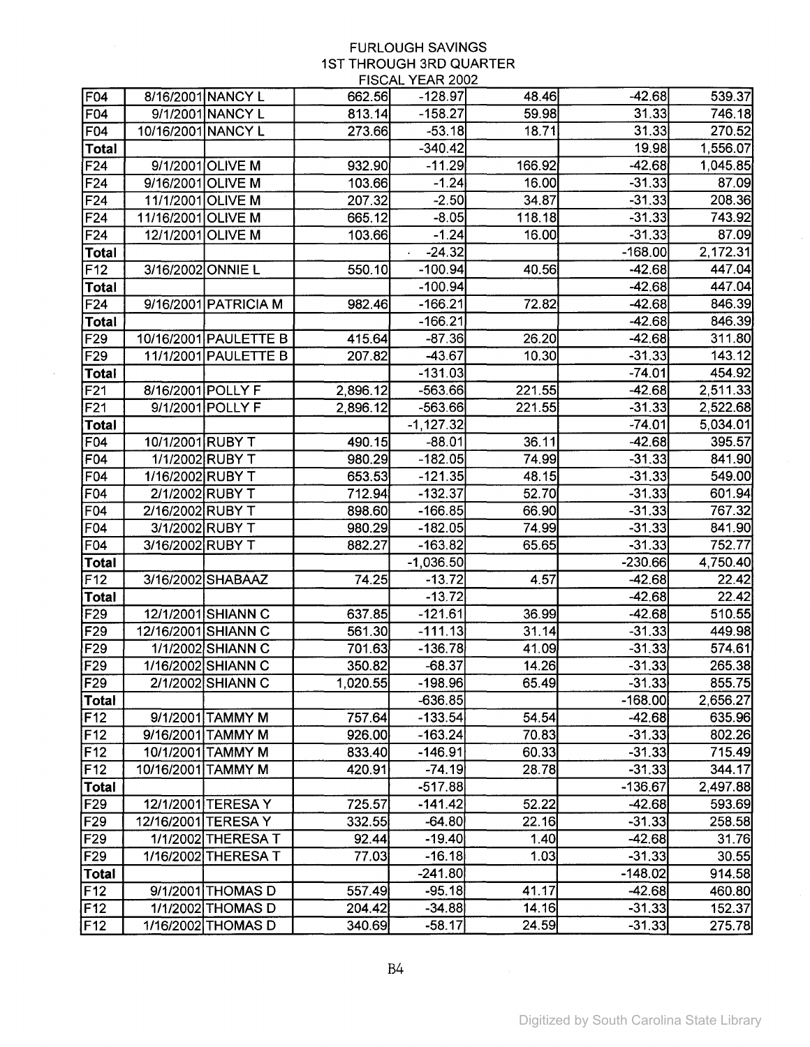# FURLOUGH SAVINGS
## 1ST THROUGH 3RD QUARTER
### FISCAL YEAR 2002

| | | | | | | | |
|---|---|---|---|---|---|---|---|
| F04 | 8/16/2001 | NANCY L | 662.56 | -128.97 | 48.46 | -42.68 | 539.37 |
| F04 | 9/1/2001 | NANCY L | 813.14 | -158.27 | 59.98 | 31.33 | 746.18 |
| F04 | 10/16/2001 | NANCY L | 273.66 | -53.18 | 18.71 | 31.33 | 270.52 |
| Total | | | | -340.42 | | 19.98 | 1,556.07 |
| F24 | 9/1/2001 | OLIVE M | 932.90 | -11.29 | 166.92 | -42.68 | 1,045.85 |
| F24 | 9/16/2001 | OLIVE M | 103.66 | -1.24 | 16.00 | -31.33 | 87.09 |
| F24 | 11/1/2001 | OLIVE M | 207.32 | -2.50 | 34.87 | -31.33 | 208.36 |
| F24 | 11/16/2001 | OLIVE M | 665.12 | -8.05 | 118.18 | -31.33 | 743.92 |
| F24 | 12/1/2001 | OLIVE M | 103.66 | -1.24 | 16.00 | -31.33 | 87.09 |
| Total | | | | -24.32 | | -168.00 | 2,172.31 |
| F12 | 3/16/2002 | ONNIE L | 550.10 | -100.94 | 40.56 | -42.68 | 447.04 |
| Total | | | | -100.94 | | -42.68 | 447.04 |
| F24 | 9/16/2001 | PATRICIA M | 982.46 | -166.21 | 72.82 | -42.68 | 846.39 |
| Total | | | | -166.21 | | -42.68 | 846.39 |
| F29 | 10/16/2001 | PAULETTE B | 415.64 | -87.36 | 26.20 | -42.68 | 311.80 |
| F29 | 11/1/2001 | PAULETTE B | 207.82 | -43.67 | 10.30 | -31.33 | 143.12 |
| Total | | | | -131.03 | | -74.01 | 454.92 |
| F21 | 8/16/2001 | POLLY F | 2,896.12 | -563.66 | 221.55 | -42.68 | 2,511.33 |
| F21 | 9/1/2001 | POLLY F | 2,896.12 | -563.66 | 221.55 | -31.33 | 2,522.68 |
| Total | | | | -1,127.32 | | -74.01 | 5,034.01 |
| F04 | 10/1/2001 | RUBY T | 490.15 | -88.01 | 36.11 | -42.68 | 395.57 |
| F04 | 1/1/2002 | RUBY T | 980.29 | -182.05 | 74.99 | -31.33 | 841.90 |
| F04 | 1/16/2002 | RUBY T | 653.53 | -121.35 | 48.15 | -31.33 | 549.00 |
| F04 | 2/1/2002 | RUBY T | 712.94 | -132.37 | 52.70 | -31.33 | 601.94 |
| F04 | 2/16/2002 | RUBY T | 898.60 | -166.85 | 66.90 | -31.33 | 767.32 |
| F04 | 3/1/2002 | RUBY T | 980.29 | -182.05 | 74.99 | -31.33 | 841.90 |
| F04 | 3/16/2002 | RUBY T | 882.27 | -163.82 | 65.65 | -31.33 | 752.77 |
| Total | | | | -1,036.50 | | -230.66 | 4,750.40 |
| F12 | 3/16/2002 | SHABAAZ | 74.25 | -13.72 | 4.57 | -42.68 | 22.42 |
| Total | | | | -13.72 | | -42.68 | 22.42 |
| F29 | 12/1/2001 | SHIANN C | 637.85 | -121.61 | 36.99 | -42.68 | 510.55 |
| F29 | 12/16/2001 | SHIANN C | 561.30 | -111.13 | 31.14 | -31.33 | 449.98 |
| F29 | 1/1/2002 | SHIANN C | 701.63 | -136.78 | 41.09 | -31.33 | 574.61 |
| F29 | 1/16/2002 | SHIANN C | 350.82 | -68.37 | 14.26 | -31.33 | 265.38 |
| F29 | 2/1/2002 | SHIANN C | 1,020.55 | -198.96 | 65.49 | -31.33 | 855.75 |
| Total | | | | -636.85 | | -168.00 | 2,656.27 |
| F12 | 9/1/2001 | TAMMY M | 757.64 | -133.54 | 54.54 | -42.68 | 635.96 |
| F12 | 9/16/2001 | TAMMY M | 926.00 | -163.24 | 70.83 | -31.33 | 802.26 |
| F12 | 10/1/2001 | TAMMY M | 833.40 | -146.91 | 60.33 | -31.33 | 715.49 |
| F12 | 10/16/2001 | TAMMY M | 420.91 | -74.19 | 28.78 | -31.33 | 344.17 |
| Total | | | | -517.88 | | -136.67 | 2,497.88 |
| F29 | 12/1/2001 | TERESA Y | 725.57 | -141.42 | 52.22 | -42.68 | 593.69 |
| F29 | 12/16/2001 | TERESA Y | 332.55 | -64.80 | 22.16 | -31.33 | 258.58 |
| F29 | 1/1/2002 | THERESA T | 92.44 | -19.40 | 1.40 | -42.68 | 31.76 |
| F29 | 1/16/2002 | THERESA T | 77.03 | -16.18 | 1.03 | -31.33 | 30.55 |
| Total | | | | -241.80 | | -148.02 | 914.58 |
| F12 | 9/1/2001 | THOMAS D | 557.49 | -95.18 | 41.17 | -42.68 | 460.80 |
| F12 | 1/1/2002 | THOMAS D | 204.42 | -34.88 | 14.16 | -31.33 | 152.37 |
| F12 | 1/16/2002 | THOMAS D | 340.69 | -58.17 | 24.59 | -31.33 | 275.78 |

B4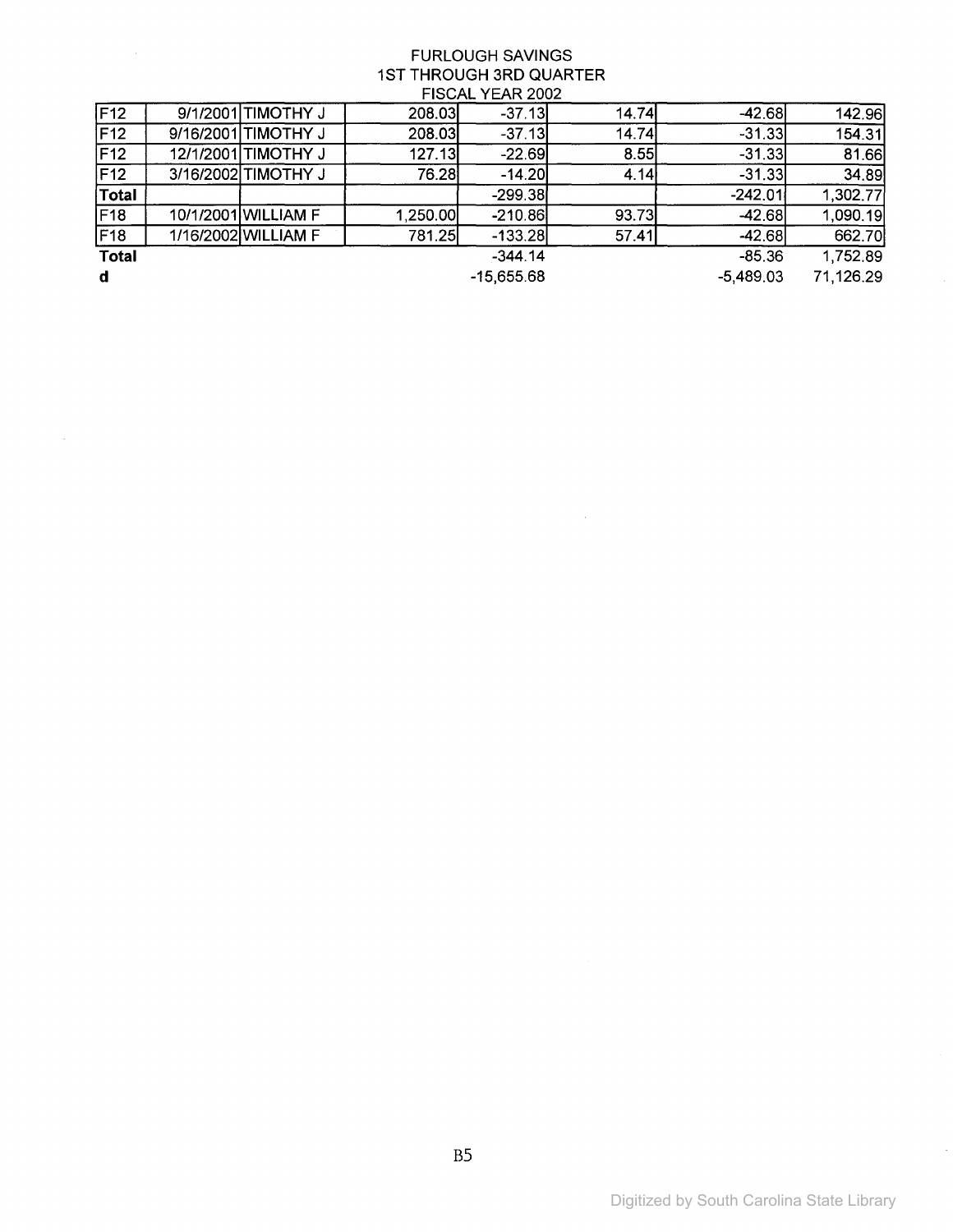FURLOUGH SAVINGS
1ST THROUGH 3RD QUARTER
FISCAL YEAR 2002

| | | | | | | | |
|---|---|---|---|---|---|---|---|
| F12 | 9/1/2001 | TIMOTHY J | 208.03 | -37.13 | 14.74 | -42.68 | 142.96 |
| F12 | 9/16/2001 | TIMOTHY J | 208.03 | -37.13 | 14.74 | -31.33 | 154.31 |
| F12 | 12/1/2001 | TIMOTHY J | 127.13 | -22.69 | 8.55 | -31.33 | 81.66 |
| F12 | 3/16/2002 | TIMOTHY J | 76.28 | -14.20 | 4.14 | -31.33 | 34.89 |
| **Total** | | | | -299.38 | | -242.01 | 1,302.77 |
| F18 | 10/1/2001 | WILLIAM F | 1,250.00 | -210.86 | 93.73 | -42.68 | 1,090.19 |
| F18 | 1/16/2002 | WILLIAM F | 781.25 | -133.28 | 57.41 | -42.68 | 662.70 |
| **Total** | | | | -344.14 | | -85.36 | 1,752.89 |
| **d** | | | | -15,655.68 | | -5,489.03 | 71,126.29 |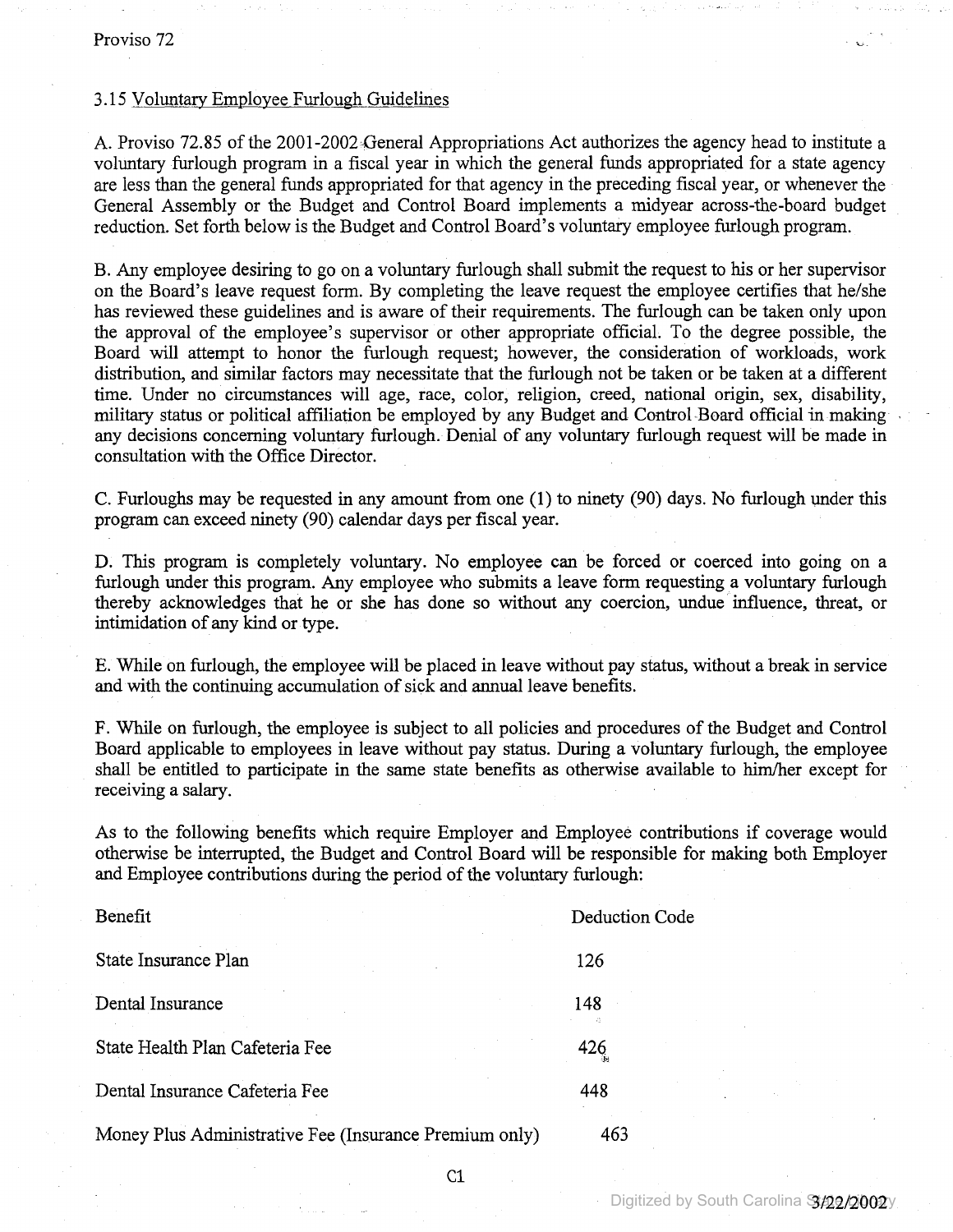Proviso 72

### 3.15 Voluntary Employee Furlough Guidelines

A. Proviso 72.85 of the 2001-2002 General Appropriations Act authorizes the agency head to institute a voluntary furlough program in a fiscal year in which the general funds appropriated for a state agency are less than the general funds appropriated for that agency in the preceding fiscal year, or whenever the General Assembly or the Budget and Control Board implements a midyear across-the-board budget reduction. Set forth below is the Budget and Control Board's voluntary employee furlough program.

B. Any employee desiring to go on a voluntary furlough shall submit the request to his or her supervisor on the Board's leave request form. By completing the leave request the employee certifies that he/she has reviewed these guidelines and is aware of their requirements. The furlough can be taken only upon the approval of the employee's supervisor or other appropriate official. To the degree possible, the Board will attempt to honor the furlough request; however, the consideration of workloads, work distribution, and similar factors may necessitate that the furlough not be taken or be taken at a different time. Under no circumstances will age, race, color, religion, creed, national origin, sex, disability, military status or political affiliation be employed by any Budget and Control Board official in making any decisions concerning voluntary furlough. Denial of any voluntary furlough request will be made in consultation with the Office Director.

C. Furloughs may be requested in any amount from one (1) to ninety (90) days. No furlough under this program can exceed ninety (90) calendar days per fiscal year.

D. This program is completely voluntary. No employee can be forced or coerced into going on a furlough under this program. Any employee who submits a leave form requesting a voluntary furlough thereby acknowledges that he or she has done so without any coercion, undue influence, threat, or intimidation of any kind or type.

E. While on furlough, the employee will be placed in leave without pay status, without a break in service and with the continuing accumulation of sick and annual leave benefits.

F. While on furlough, the employee is subject to all policies and procedures of the Budget and Control Board applicable to employees in leave without pay status. During a voluntary furlough, the employee shall be entitled to participate in the same state benefits as otherwise available to him/her except for receiving a salary.

As to the following benefits which require Employer and Employee contributions if coverage would otherwise be interrupted, the Budget and Control Board will be responsible for making both Employer and Employee contributions during the period of the voluntary furlough:

| Benefit | Deduction Code |
|---|---|
| State Insurance Plan | 126 |
| Dental Insurance | 148 |
| State Health Plan Cafeteria Fee | 426 |
| Dental Insurance Cafeteria Fee | 448 |
| Money Plus Administrative Fee (Insurance Premium only) | 463 |

C1

3/22/2002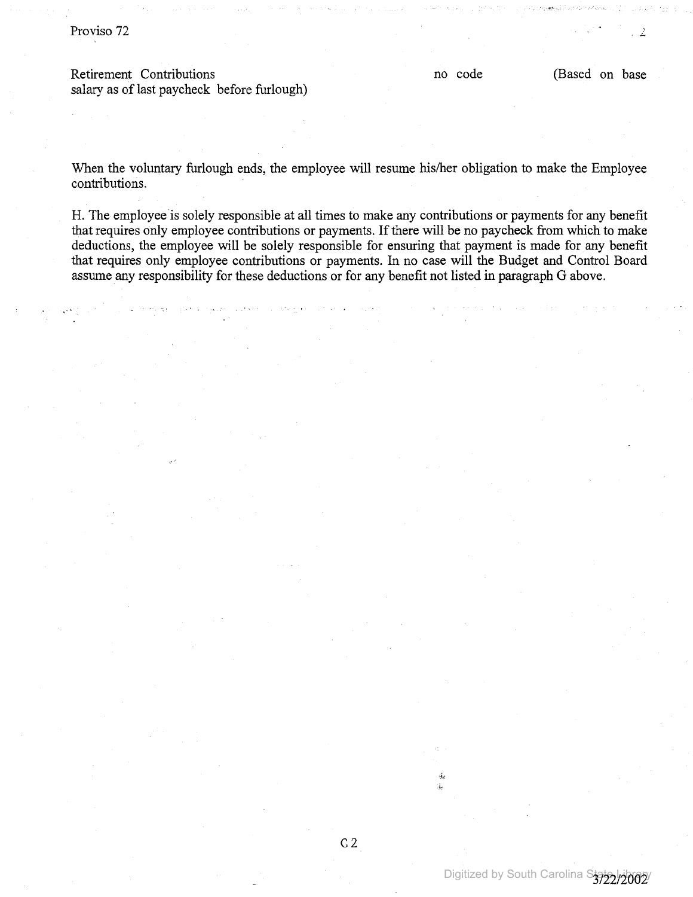Retirement Contributions no code (Based on base salary as of last paycheck before furlough)

When the voluntary furlough ends, the employee will resume his/her obligation to make the Employee contributions.

H. The employee is solely responsible at all times to make any contributions or payments for any benefit that requires only employee contributions or payments. If there will be no paycheck from which to make deductions, the employee will be solely responsible for ensuring that payment is made for any benefit that requires only employee contributions or payments. In no case will the Budget and Control Board assume any responsibility for these deductions or for any benefit not listed in paragraph G above.